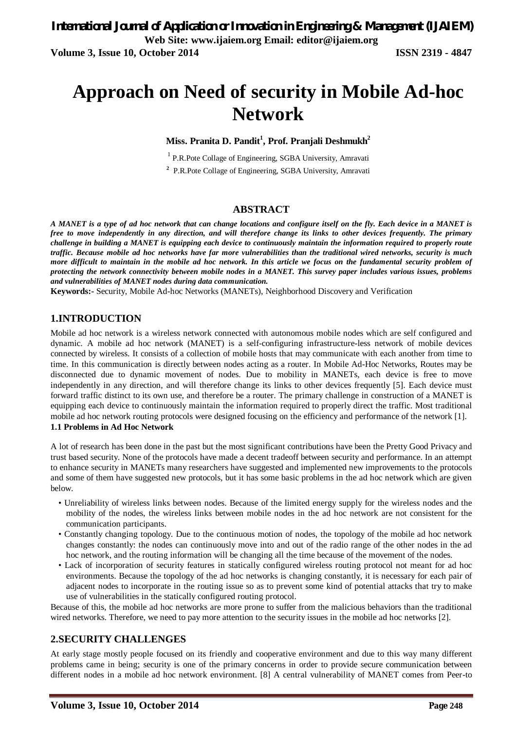# Approach on Need of security in Mobile Ad-hoc Network

**Miss. Pranita D. Pandit[1], Prof. Pranjali Deshmukh[2]**

[1] P.R.Pote Collage of Engineering, SGBA University, Amravati

[2] P.R.Pote Collage of Engineering, SGBA University, Amravati

## ABSTRACT

***A MANET is a type of ad hoc network that can change locations and configure itself on the fly. Each device in a MANET is free to move independently in any direction, and will therefore change its links to other devices frequently. The primary challenge in building a MANET is equipping each device to continuously maintain the information required to properly route traffic. Because mobile ad hoc networks have far more vulnerabilities than the traditional wired networks, security is much more difficult to maintain in the mobile ad hoc network. In this article we focus on the fundamental security problem of protecting the network connectivity between mobile nodes in a MANET. This survey paper includes various issues, problems and vulnerabilities of MANET nodes during data communication.***

**Keywords:-** Security, Mobile Ad-hoc Networks (MANETs), Neighborhood Discovery and Verification

## 1.INTRODUCTION

Mobile ad hoc network is a wireless network connected with autonomous mobile nodes which are self configured and dynamic. A mobile ad hoc network (MANET) is a self-configuring infrastructure-less network of mobile devices connected by wireless. It consists of a collection of mobile hosts that may communicate with each another from time to time. In this communication is directly between nodes acting as a router. In Mobile Ad-Hoc Networks, Routes may be disconnected due to dynamic movement of nodes. Due to mobility in MANETs, each device is free to move independently in any direction, and will therefore change its links to other devices frequently [5]. Each device must forward traffic distinct to its own use, and therefore be a router. The primary challenge in construction of a MANET is equipping each device to continuously maintain the information required to properly direct the traffic. Most traditional mobile ad hoc network routing protocols were designed focusing on the efficiency and performance of the network [1].

### 1.1 Problems in Ad Hoc Network

A lot of research has been done in the past but the most significant contributions have been the Pretty Good Privacy and trust based security. None of the protocols have made a decent tradeoff between security and performance. In an attempt to enhance security in MANETs many researchers have suggested and implemented new improvements to the protocols and some of them have suggested new protocols, but it has some basic problems in the ad hoc network which are given below.

- Unreliability of wireless links between nodes. Because of the limited energy supply for the wireless nodes and the mobility of the nodes, the wireless links between mobile nodes in the ad hoc network are not consistent for the communication participants.
- Constantly changing topology. Due to the continuous motion of nodes, the topology of the mobile ad hoc network changes constantly: the nodes can continuously move into and out of the radio range of the other nodes in the ad hoc network, and the routing information will be changing all the time because of the movement of the nodes.
- Lack of incorporation of security features in statically configured wireless routing protocol not meant for ad hoc environments. Because the topology of the ad hoc networks is changing constantly, it is necessary for each pair of adjacent nodes to incorporate in the routing issue so as to prevent some kind of potential attacks that try to make use of vulnerabilities in the statically configured routing protocol.

Because of this, the mobile ad hoc networks are more prone to suffer from the malicious behaviors than the traditional wired networks. Therefore, we need to pay more attention to the security issues in the mobile ad hoc networks [2].

## 2.SECURITY CHALLENGES

At early stage mostly people focused on its friendly and cooperative environment and due to this way many different problems came in being; security is one of the primary concerns in order to provide secure communication between different nodes in a mobile ad hoc network environment. [8] A central vulnerability of MANET comes from Peer-to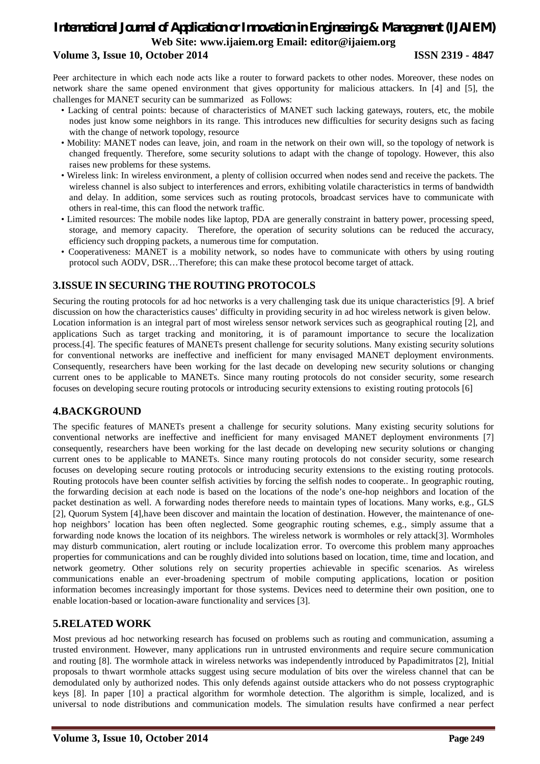Peer architecture in which each node acts like a router to forward packets to other nodes. Moreover, these nodes on network share the same opened environment that gives opportunity for malicious attackers. In [4] and [5], the challenges for MANET security can be summarized as Follows:

- Lacking of central points: because of characteristics of MANET such lacking gateways, routers, etc, the mobile nodes just know some neighbors in its range. This introduces new difficulties for security designs such as facing with the change of network topology, resource
- Mobility: MANET nodes can leave, join, and roam in the network on their own will, so the topology of network is changed frequently. Therefore, some security solutions to adapt with the change of topology. However, this also raises new problems for these systems.
- Wireless link: In wireless environment, a plenty of collision occurred when nodes send and receive the packets. The wireless channel is also subject to interferences and errors, exhibiting volatile characteristics in terms of bandwidth and delay. In addition, some services such as routing protocols, broadcast services have to communicate with others in real-time, this can flood the network traffic.
- Limited resources: The mobile nodes like laptop, PDA are generally constraint in battery power, processing speed, storage, and memory capacity. Therefore, the operation of security solutions can be reduced the accuracy, efficiency such dropping packets, a numerous time for computation.
- Cooperativeness: MANET is a mobility network, so nodes have to communicate with others by using routing protocol such AODV, DSR…Therefore; this can make these protocol become target of attack.

## 3.ISSUE IN SECURING THE ROUTING PROTOCOLS

Securing the routing protocols for ad hoc networks is a very challenging task due its unique characteristics [9]. A brief discussion on how the characteristics causes' difficulty in providing security in ad hoc wireless network is given below. Location information is an integral part of most wireless sensor network services such as geographical routing [2], and applications Such as target tracking and monitoring, it is of paramount importance to secure the localization process.[4]. The specific features of MANETs present challenge for security solutions. Many existing security solutions for conventional networks are ineffective and inefficient for many envisaged MANET deployment environments. Consequently, researchers have been working for the last decade on developing new security solutions or changing current ones to be applicable to MANETs. Since many routing protocols do not consider security, some research focuses on developing secure routing protocols or introducing security extensions to existing routing protocols [6]

## 4.BACKGROUND

The specific features of MANETs present a challenge for security solutions. Many existing security solutions for conventional networks are ineffective and inefficient for many envisaged MANET deployment environments [7] consequently, researchers have been working for the last decade on developing new security solutions or changing current ones to be applicable to MANETs. Since many routing protocols do not consider security, some research focuses on developing secure routing protocols or introducing security extensions to the existing routing protocols. Routing protocols have been counter selfish activities by forcing the selfish nodes to cooperate.. In geographic routing, the forwarding decision at each node is based on the locations of the node's one-hop neighbors and location of the packet destination as well. A forwarding nodes therefore needs to maintain types of locations. Many works, e.g., GLS [2], Quorum System [4],have been discover and maintain the location of destination. However, the maintenance of one-hop neighbors' location has been often neglected. Some geographic routing schemes, e.g., simply assume that a forwarding node knows the location of its neighbors. The wireless network is wormholes or rely attack[3]. Wormholes may disturb communication, alert routing or include localization error. To overcome this problem many approaches properties for communications and can be roughly divided into solutions based on location, time, time and location, and network geometry. Other solutions rely on security properties achievable in specific scenarios. As wireless communications enable an ever-broadening spectrum of mobile computing applications, location or position information becomes increasingly important for those systems. Devices need to determine their own position, one to enable location-based or location-aware functionality and services [3].

## 5.RELATED WORK

Most previous ad hoc networking research has focused on problems such as routing and communication, assuming a trusted environment. However, many applications run in untrusted environments and require secure communication and routing [8]. The wormhole attack in wireless networks was independently introduced by Papadimitratos [2], Initial proposals to thwart wormhole attacks suggest using secure modulation of bits over the wireless channel that can be demodulated only by authorized nodes. This only defends against outside attackers who do not possess cryptographic keys [8]. In paper [10] a practical algorithm for wormhole detection. The algorithm is simple, localized, and is universal to node distributions and communication models. The simulation results have confirmed a near perfect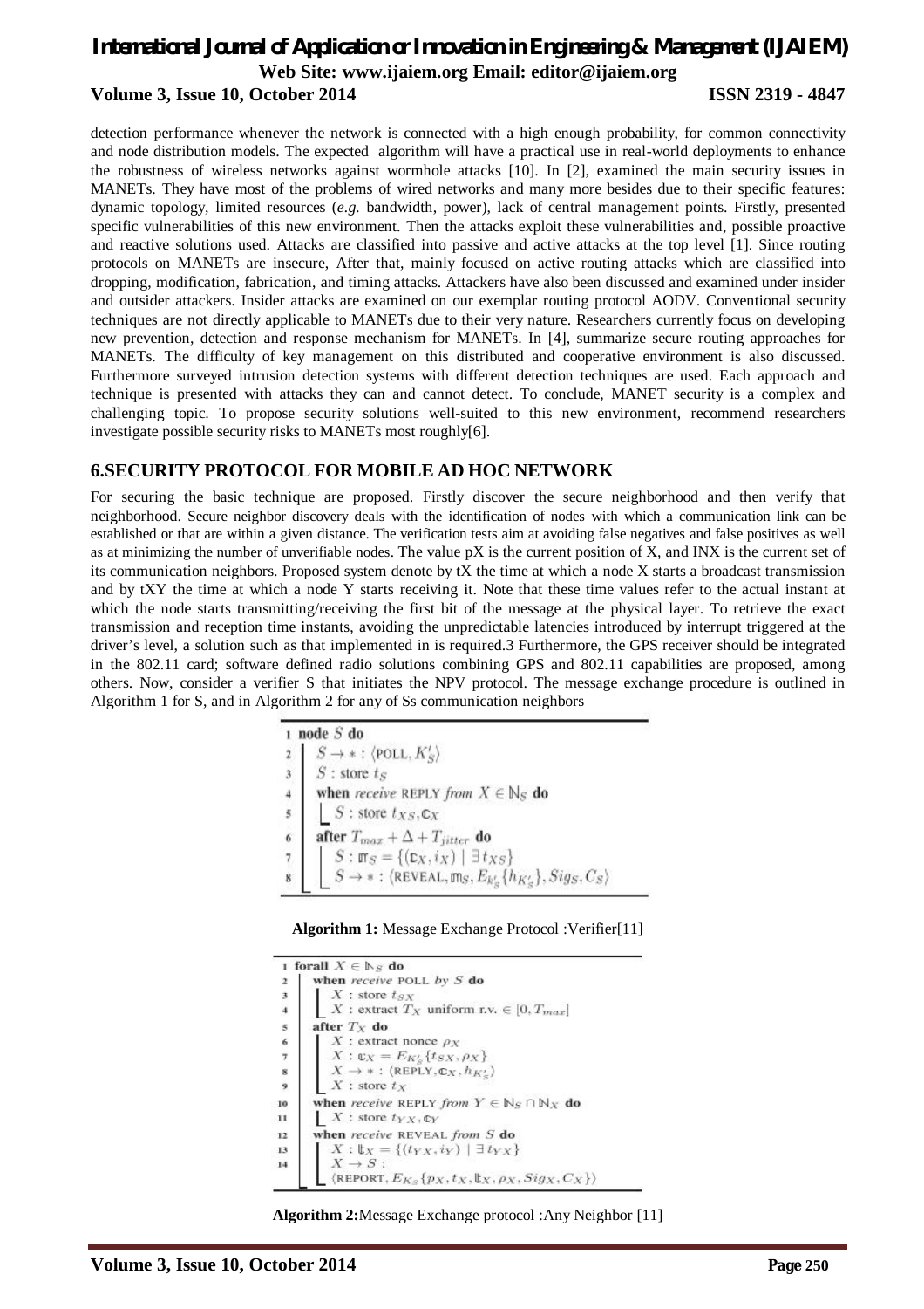detection performance whenever the network is connected with a high enough probability, for common connectivity and node distribution models. The expected algorithm will have a practical use in real-world deployments to enhance the robustness of wireless networks against wormhole attacks [10]. In [2], examined the main security issues in MANETs. They have most of the problems of wired networks and many more besides due to their specific features: dynamic topology, limited resources (*e.g.* bandwidth, power), lack of central management points. Firstly, presented specific vulnerabilities of this new environment. Then the attacks exploit these vulnerabilities and, possible proactive and reactive solutions used. Attacks are classified into passive and active attacks at the top level [1]. Since routing protocols on MANETs are insecure, After that, mainly focused on active routing attacks which are classified into dropping, modification, fabrication, and timing attacks. Attackers have also been discussed and examined under insider and outsider attackers. Insider attacks are examined on our exemplar routing protocol AODV. Conventional security techniques are not directly applicable to MANETs due to their very nature. Researchers currently focus on developing new prevention, detection and response mechanism for MANETs. In [4], summarize secure routing approaches for MANETs. The difficulty of key management on this distributed and cooperative environment is also discussed. Furthermore surveyed intrusion detection systems with different detection techniques are used. Each approach and technique is presented with attacks they can and cannot detect. To conclude, MANET security is a complex and challenging topic. To propose security solutions well-suited to this new environment, recommend researchers investigate possible security risks to MANETs most roughly[6].

## 6.SECURITY PROTOCOL FOR MOBILE AD HOC NETWORK

For securing the basic technique are proposed. Firstly discover the secure neighborhood and then verify that neighborhood. Secure neighbor discovery deals with the identification of nodes with which a communication link can be established or that are within a given distance. The verification tests aim at avoiding false negatives and false positives as well as at minimizing the number of unverifiable nodes. The value pX is the current position of X, and INX is the current set of its communication neighbors. Proposed system denote by tX the time at which a node X starts a broadcast transmission and by tXY the time at which a node Y starts receiving it. Note that these time values refer to the actual instant at which the node starts transmitting/receiving the first bit of the message at the physical layer. To retrieve the exact transmission and reception time instants, avoiding the unpredictable latencies introduced by interrupt triggered at the driver's level, a solution such as that implemented in is required.3 Furthermore, the GPS receiver should be integrated in the 802.11 card; software defined radio solutions combining GPS and 802.11 capabilities are proposed, among others. Now, consider a verifier S that initiates the NPV protocol. The message exchange procedure is outlined in Algorithm 1 for S, and in Algorithm 2 for any of Ss communication neighbors

```
1 node S do
2   S → * : ⟨POLL, K'_S⟩
3   S : store t_S
4   when receive REPLY from X ∈ N_S do
5     S : store t_XS, c_X
6   after T_max + Δ + T_jitter do
7     S : m_S = {(c_X, i_X) | ∃ t_XS}
8     S → * : ⟨REVEAL, m_S, E_K'_S{h_K'_S}, Sig_S, C_S⟩
```

**Algorithm 1:** Message Exchange Protocol :Verifier[11]

```
1  forall X ∈ N_S do
2    when receive POLL by S do
3      X : store t_SX
4      X : extract T_X uniform r.v. ∈ [0, T_max]
5    after T_X do
6      X : extract nonce ρ_X
7      X : c_X = E_K'_S{t_SX, ρ_X}
8      X → * : ⟨REPLY, c_X, h_K'_S⟩
9      X : store t_X
10   when receive REPLY from Y ∈ N_S ∩ N_X do
11     X : store t_YX, c_Y
12   when receive REVEAL from S do
13     X : t_X = {(t_YX, i_Y) | ∃ t_YX}
14     X → S :
         ⟨REPORT, E_K_S{p_X, t_X, t_X, ρ_X, Sig_X, C_X}⟩
```

**Algorithm 2:**Message Exchange protocol :Any Neighbor [11]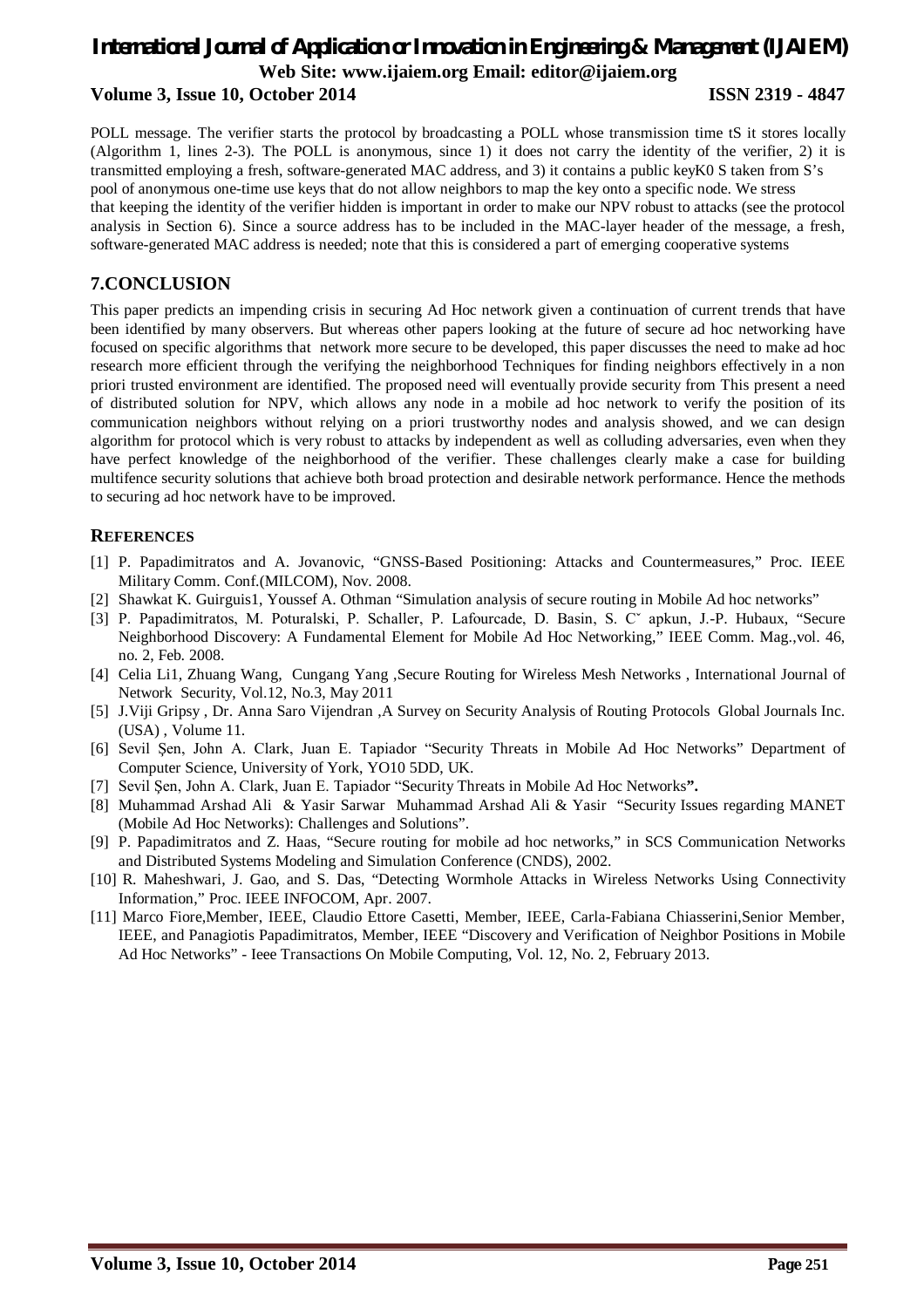POLL message. The verifier starts the protocol by broadcasting a POLL whose transmission time tS it stores locally (Algorithm 1, lines 2-3). The POLL is anonymous, since 1) it does not carry the identity of the verifier, 2) it is transmitted employing a fresh, software-generated MAC address, and 3) it contains a public keyK0 S taken from S's pool of anonymous one-time use keys that do not allow neighbors to map the key onto a specific node. We stress that keeping the identity of the verifier hidden is important in order to make our NPV robust to attacks (see the protocol analysis in Section 6). Since a source address has to be included in the MAC-layer header of the message, a fresh, software-generated MAC address is needed; note that this is considered a part of emerging cooperative systems

## 7.CONCLUSION

This paper predicts an impending crisis in securing Ad Hoc network given a continuation of current trends that have been identified by many observers. But whereas other papers looking at the future of secure ad hoc networking have focused on specific algorithms that network more secure to be developed, this paper discusses the need to make ad hoc research more efficient through the verifying the neighborhood Techniques for finding neighbors effectively in a non priori trusted environment are identified. The proposed need will eventually provide security from This present a need of distributed solution for NPV, which allows any node in a mobile ad hoc network to verify the position of its communication neighbors without relying on a priori trustworthy nodes and analysis showed, and we can design algorithm for protocol which is very robust to attacks by independent as well as colluding adversaries, even when they have perfect knowledge of the neighborhood of the verifier. These challenges clearly make a case for building multifence security solutions that achieve both broad protection and desirable network performance. Hence the methods to securing ad hoc network have to be improved.

### REFERENCES

[1] P. Papadimitratos and A. Jovanovic, "GNSS-Based Positioning: Attacks and Countermeasures," Proc. IEEE Military Comm. Conf.(MILCOM), Nov. 2008.

[2] Shawkat K. Guirguis1, Youssef A. Othman "Simulation analysis of secure routing in Mobile Ad hoc networks"

[3] P. Papadimitratos, M. Poturalski, P. Schaller, P. Lafourcade, D. Basin, S. Cˇ apkun, J.-P. Hubaux, "Secure Neighborhood Discovery: A Fundamental Element for Mobile Ad Hoc Networking," IEEE Comm. Mag.,vol. 46, no. 2, Feb. 2008.

[4] Celia Li1, Zhuang Wang, Cungang Yang ,Secure Routing for Wireless Mesh Networks , International Journal of Network Security, Vol.12, No.3, May 2011

[5] J.Viji Gripsy , Dr. Anna Saro Vijendran ,A Survey on Security Analysis of Routing Protocols Global Journals Inc. (USA) , Volume 11.

[6] Sevil Şen, John A. Clark, Juan E. Tapiador "Security Threats in Mobile Ad Hoc Networks" Department of Computer Science, University of York, YO10 5DD, UK.

[7] Sevil Şen, John A. Clark, Juan E. Tapiador "Security Threats in Mobile Ad Hoc Networks**".**

[8] Muhammad Arshad Ali & Yasir Sarwar Muhammad Arshad Ali & Yasir "Security Issues regarding MANET (Mobile Ad Hoc Networks): Challenges and Solutions".

[9] P. Papadimitratos and Z. Haas, "Secure routing for mobile ad hoc networks," in SCS Communication Networks and Distributed Systems Modeling and Simulation Conference (CNDS), 2002.

[10] R. Maheshwari, J. Gao, and S. Das, "Detecting Wormhole Attacks in Wireless Networks Using Connectivity Information," Proc. IEEE INFOCOM, Apr. 2007.

[11] Marco Fiore,Member, IEEE, Claudio Ettore Casetti, Member, IEEE, Carla-Fabiana Chiasserini,Senior Member, IEEE, and Panagiotis Papadimitratos, Member, IEEE "Discovery and Verification of Neighbor Positions in Mobile Ad Hoc Networks" - Ieee Transactions On Mobile Computing, Vol. 12, No. 2, February 2013.